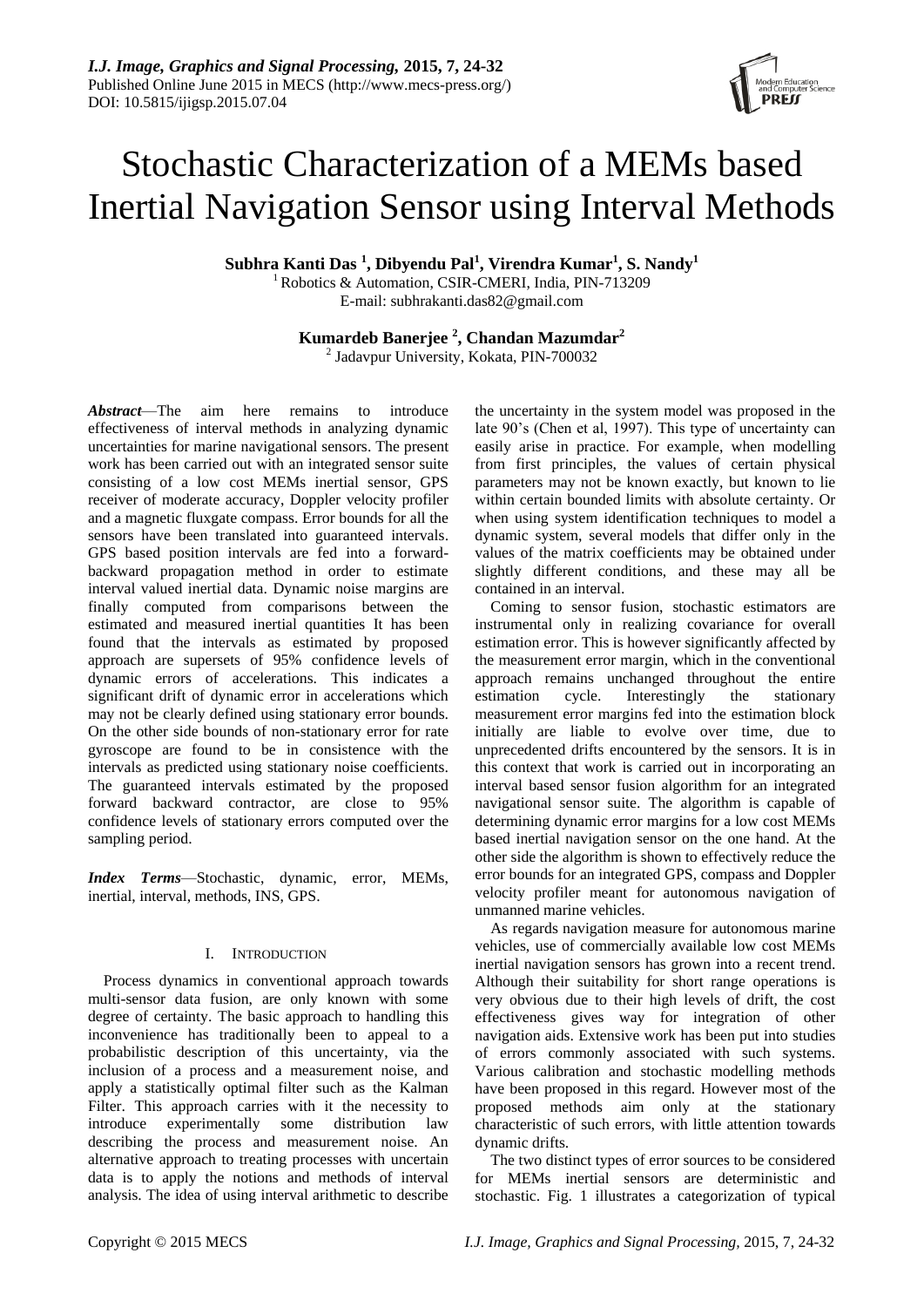# Stochastic Characterization of a MEMs based Inertial Navigation Sensor using Interval Methods

**Subhra Kanti Das [1], Dibyendu Pal[1], Virendra Kumar[1], S. Nandy[1]**
[1] Robotics & Automation, CSIR-CMERI, India, PIN-713209
E-mail: subhrakanti.das82@gmail.com

**Kumardeb Banerjee [2], Chandan Mazumdar[2]**
[2] Jadavpur University, Kokata, PIN-700032

***Abstract***—The aim here remains to introduce effectiveness of interval methods in analyzing dynamic uncertainties for marine navigational sensors. The present work has been carried out with an integrated sensor suite consisting of a low cost MEMs inertial sensor, GPS receiver of moderate accuracy, Doppler velocity profiler and a magnetic fluxgate compass. Error bounds for all the sensors have been translated into guaranteed intervals. GPS based position intervals are fed into a forward-backward propagation method in order to estimate interval valued inertial data. Dynamic noise margins are finally computed from comparisons between the estimated and measured inertial quantities It has been found that the intervals as estimated by proposed approach are supersets of 95% confidence levels of dynamic errors of accelerations. This indicates a significant drift of dynamic error in accelerations which may not be clearly defined using stationary error bounds. On the other side bounds of non-stationary error for rate gyroscope are found to be in consistence with the intervals as predicted using stationary noise coefficients. The guaranteed intervals estimated by the proposed forward backward contractor, are close to 95% confidence levels of stationary errors computed over the sampling period.

***Index Terms***—Stochastic, dynamic, error, MEMs, inertial, interval, methods, INS, GPS.

## I. Introduction

Process dynamics in conventional approach towards multi-sensor data fusion, are only known with some degree of certainty. The basic approach to handling this inconvenience has traditionally been to appeal to a probabilistic description of this uncertainty, via the inclusion of a process and a measurement noise, and apply a statistically optimal filter such as the Kalman Filter. This approach carries with it the necessity to introduce experimentally some distribution law describing the process and measurement noise. An alternative approach to treating processes with uncertain data is to apply the notions and methods of interval analysis. The idea of using interval arithmetic to describe the uncertainty in the system model was proposed in the late 90's (Chen et al, 1997). This type of uncertainty can easily arise in practice. For example, when modelling from first principles, the values of certain physical parameters may not be known exactly, but known to lie within certain bounded limits with absolute certainty. Or when using system identification techniques to model a dynamic system, several models that differ only in the values of the matrix coefficients may be obtained under slightly different conditions, and these may all be contained in an interval.

Coming to sensor fusion, stochastic estimators are instrumental only in realizing covariance for overall estimation error. This is however significantly affected by the measurement error margin, which in the conventional approach remains unchanged throughout the entire estimation cycle. Interestingly the stationary measurement error margins fed into the estimation block initially are liable to evolve over time, due to unprecedented drifts encountered by the sensors. It is in this context that work is carried out in incorporating an interval based sensor fusion algorithm for an integrated navigational sensor suite. The algorithm is capable of determining dynamic error margins for a low cost MEMs based inertial navigation sensor on the one hand. At the other side the algorithm is shown to effectively reduce the error bounds for an integrated GPS, compass and Doppler velocity profiler meant for autonomous navigation of unmanned marine vehicles.

As regards navigation measure for autonomous marine vehicles, use of commercially available low cost MEMs inertial navigation sensors has grown into a recent trend. Although their suitability for short range operations is very obvious due to their high levels of drift, the cost effectiveness gives way for integration of other navigation aids. Extensive work has been put into studies of errors commonly associated with such systems. Various calibration and stochastic modelling methods have been proposed in this regard. However most of the proposed methods aim only at the stationary characteristic of such errors, with little attention towards dynamic drifts.

The two distinct types of error sources to be considered for MEMs inertial sensors are deterministic and stochastic. Fig. 1 illustrates a categorization of typical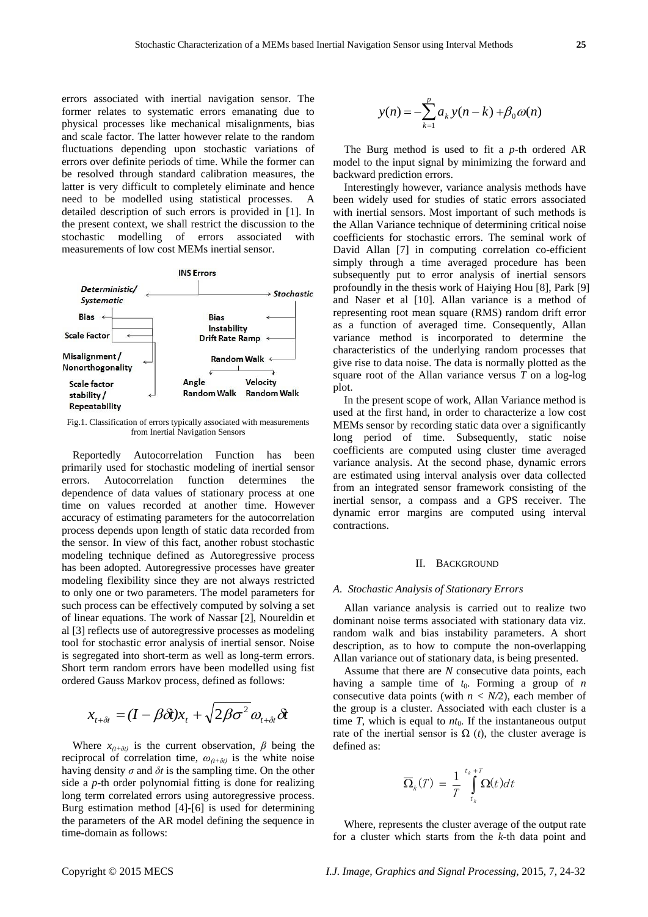errors associated with inertial navigation sensor. The former relates to systematic errors emanating due to physical processes like mechanical misalignments, bias and scale factor. The latter however relate to the random fluctuations depending upon stochastic variations of errors over definite periods of time. While the former can be resolved through standard calibration measures, the latter is very difficult to completely eliminate and hence need to be modelled using statistical processes. A detailed description of such errors is provided in [1]. In the present context, we shall restrict the discussion to the stochastic modelling of errors associated with measurements of low cost MEMs inertial sensor.

**INS Errors**

- *Deterministic/ Systematic*
  - Bias
  - Scale Factor
  - Misalignment / Nonorthogonality
  - Scale factor stability / Repeatability
- *Stochastic*
  - Bias Instability
  - Drift Rate Ramp
  - Random Walk
    - Angle Random Walk
    - Velocity Random Walk

Fig.1. Classification of errors typically associated with measurements from Inertial Navigation Sensors

Reportedly Autocorrelation Function has been primarily used for stochastic modeling of inertial sensor errors. Autocorrelation function determines the dependence of data values of stationary process at one time on values recorded at another time. However accuracy of estimating parameters for the autocorrelation process depends upon length of static data recorded from the sensor. In view of this fact, another robust stochastic modeling technique defined as Autoregressive process has been adopted. Autoregressive processes have greater modeling flexibility since they are not always restricted to only one or two parameters. The model parameters for such process can be effectively computed by solving a set of linear equations. The work of Nassar [2], Noureldin et al [3] reflects use of autoregressive processes as modeling tool for stochastic error analysis of inertial sensor. Noise is segregated into short-term as well as long-term errors. Short term random errors have been modelled using fist ordered Gauss Markov process, defined as follows:

$$x_{t+\delta t} = (I - \beta\delta t)x_t + \sqrt{2\beta\sigma^2}\,\omega_{t+\delta t}\,\delta t$$

Where $x_{(t+\delta t)}$ is the current observation, $\beta$ being the reciprocal of correlation time, $\omega_{(t+\delta t)}$ is the white noise having density $\sigma$ and $\delta t$ is the sampling time. On the other side a *p*-th order polynomial fitting is done for realizing long term correlated errors using autoregressive process. Burg estimation method [4]-[6] is used for determining the parameters of the AR model defining the sequence in time-domain as follows:

$$y(n) = -\sum_{k=1}^{p} a_k\, y(n-k) + \beta_0\,\omega(n)$$

The Burg method is used to fit a *p*-th ordered AR model to the input signal by minimizing the forward and backward prediction errors.

Interestingly however, variance analysis methods have been widely used for studies of static errors associated with inertial sensors. Most important of such methods is the Allan Variance technique of determining critical noise coefficients for stochastic errors. The seminal work of David Allan [7] in computing correlation co-efficient simply through a time averaged procedure has been subsequently put to error analysis of inertial sensors profoundly in the thesis work of Haiying Hou [8], Park [9] and Naser et al [10]. Allan variance is a method of representing root mean square (RMS) random drift error as a function of averaged time. Consequently, Allan variance method is incorporated to determine the characteristics of the underlying random processes that give rise to data noise. The data is normally plotted as the square root of the Allan variance versus *T* on a log-log plot.

In the present scope of work, Allan Variance method is used at the first hand, in order to characterize a low cost MEMs sensor by recording static data over a significantly long period of time. Subsequently, static noise coefficients are computed using cluster time averaged variance analysis. At the second phase, dynamic errors are estimated using interval analysis over data collected from an integrated sensor framework consisting of the inertial sensor, a compass and a GPS receiver. The dynamic error margins are computed using interval contractions.

## II. Background

### A. Stochastic Analysis of Stationary Errors

Allan variance analysis is carried out to realize two dominant noise terms associated with stationary data viz. random walk and bias instability parameters. A short description, as to how to compute the non-overlapping Allan variance out of stationary data, is being presented.

Assume that there are *N* consecutive data points, each having a sample time of $t_0$. Forming a group of *n* consecutive data points (with $n < N/2$), each member of the group is a cluster. Associated with each cluster is a time *T*, which is equal to $nt_0$. If the instantaneous output rate of the inertial sensor is $\Omega(t)$, the cluster average is defined as:

$$\overline{\Omega}_k(T) = \frac{1}{T}\int_{t_k}^{t_k+T} \Omega(t)\,dt$$

Where, represents the cluster average of the output rate for a cluster which starts from the *k*-th data point and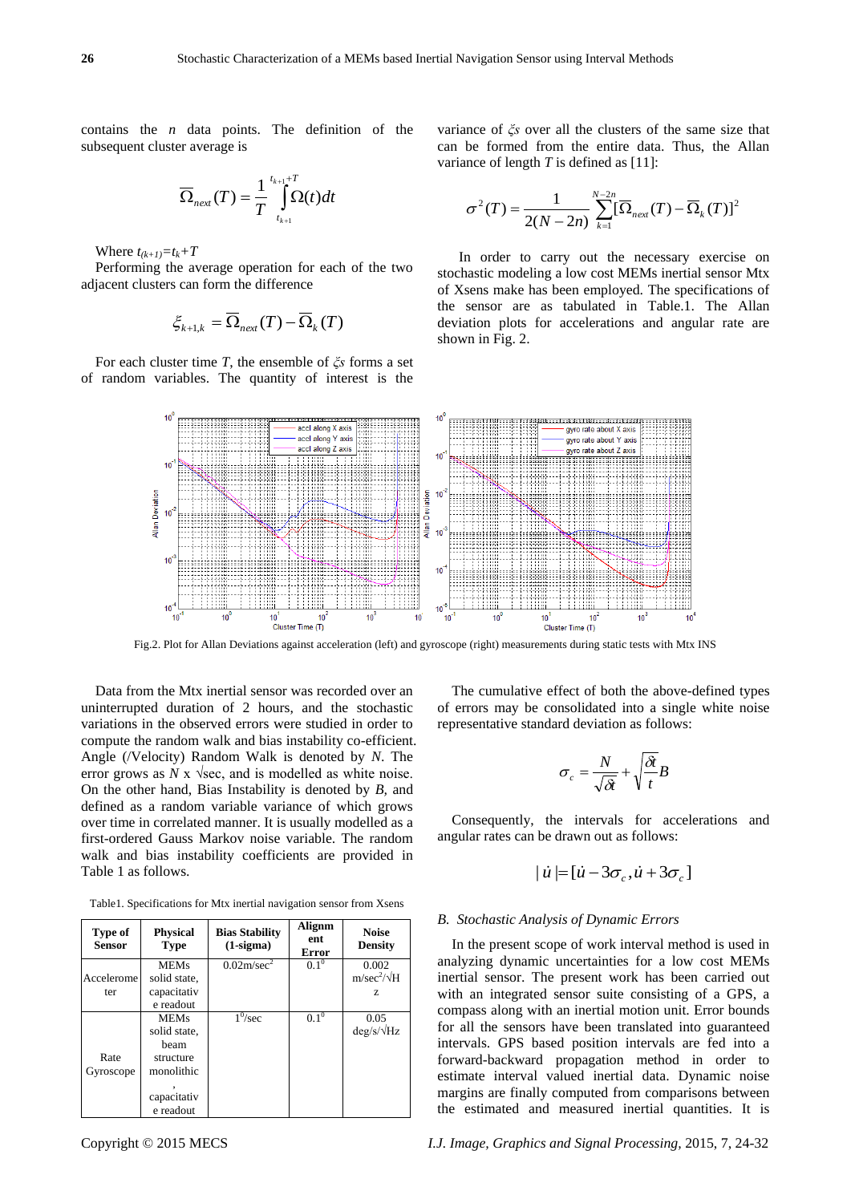contains the $n$ data points. The definition of the subsequent cluster average is

$$\overline{\Omega}_{next}(T) = \frac{1}{T}\int_{t_{k+1}}^{t_{k+1}+T} \Omega(t)dt$$

Where $t_{(k+1)}=t_k+T$

Performing the average operation for each of the two adjacent clusters can form the difference

$$\xi_{k+1,k} = \overline{\Omega}_{next}(T) - \overline{\Omega}_k(T)$$

For each cluster time $T$, the ensemble of $\xi s$ forms a set of random variables. The quantity of interest is the variance of $\xi s$ over all the clusters of the same size that can be formed from the entire data. Thus, the Allan variance of length $T$ is defined as [11]:

$$\sigma^2(T) = \frac{1}{2(N-2n)}\sum_{k=1}^{N-2n}[\overline{\Omega}_{next}(T) - \overline{\Omega}_k(T)]^2$$

In order to carry out the necessary exercise on stochastic modeling a low cost MEMs inertial sensor Mtx of Xsens make has been employed. The specifications of the sensor are as tabulated in Table.1. The Allan deviation plots for accelerations and angular rate are shown in Fig. 2.

Fig.2. Plot for Allan Deviations against acceleration (left) and gyroscope (right) measurements during static tests with Mtx INS

Data from the Mtx inertial sensor was recorded over an uninterrupted duration of 2 hours, and the stochastic variations in the observed errors were studied in order to compute the random walk and bias instability co-efficient. Angle (/Velocity) Random Walk is denoted by $N$. The error grows as $N$ x $\sqrt{\text{sec}}$, and is modelled as white noise. On the other hand, Bias Instability is denoted by $B$, and defined as a random variable variance of which grows over time in correlated manner. It is usually modelled as a first-ordered Gauss Markov noise variable. The random walk and bias instability coefficients are provided in Table 1 as follows.

Table1. Specifications for Mtx inertial navigation sensor from Xsens

| Type of Sensor | Physical Type | Bias Stability (1-sigma) | Alignment Error | Noise Density |
|---|---|---|---|---|
| Accelerometer | MEMs solid state, capacitative readout | $0.02\text{m/sec}^2$ | $0.1^0$ | 0.002 $\text{m/sec}^2/\sqrt{\text{Hz}}$ |
| Rate Gyroscope | MEMs solid state, beam structure monolithic, capacitative readout | $1^0$/sec | $0.1^0$ | 0.05 deg/s/$\sqrt{\text{Hz}}$ |

The cumulative effect of both the above-defined types of errors may be consolidated into a single white noise representative standard deviation as follows:

$$\sigma_c = \frac{N}{\sqrt{\delta t}} + \sqrt{\frac{\delta t}{t}}B$$

Consequently, the intervals for accelerations and angular rates can be drawn out as follows:

$$|\dot{u}| = [\dot{u} - 3\sigma_c, \dot{u} + 3\sigma_c]$$

### B. Stochastic Analysis of Dynamic Errors

In the present scope of work interval method is used in analyzing dynamic uncertainties for a low cost MEMs inertial sensor. The present work has been carried out with an integrated sensor suite consisting of a GPS, a compass along with an inertial motion unit. Error bounds for all the sensors have been translated into guaranteed intervals. GPS based position intervals are fed into a forward-backward propagation method in order to estimate interval valued inertial data. Dynamic noise margins are finally computed from comparisons between the estimated and measured inertial quantities. It is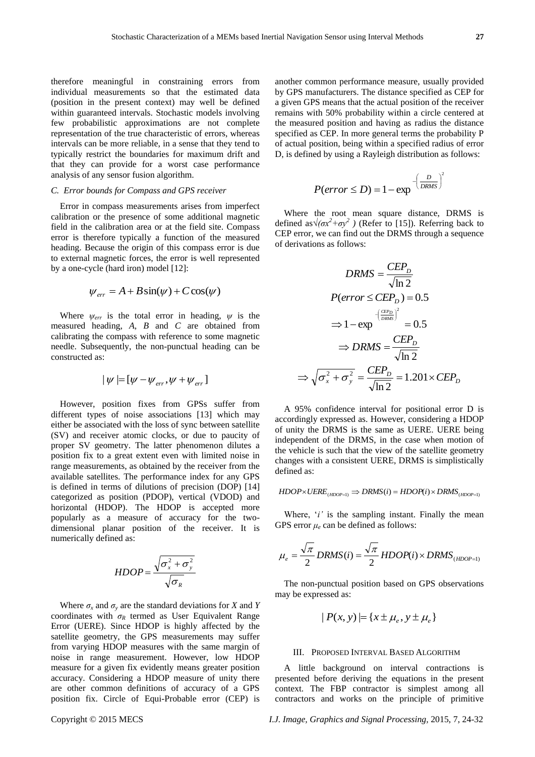therefore meaningful in constraining errors from individual measurements so that the estimated data (position in the present context) may well be defined within guaranteed intervals. Stochastic models involving few probabilistic approximations are not complete representation of the true characteristic of errors, whereas intervals can be more reliable, in a sense that they tend to typically restrict the boundaries for maximum drift and that they can provide for a worst case performance analysis of any sensor fusion algorithm.

### C. Error bounds for Compass and GPS receiver

Error in compass measurements arises from imperfect calibration or the presence of some additional magnetic field in the calibration area or at the field site. Compass error is therefore typically a function of the measured heading. Because the origin of this compass error is due to external magnetic forces, the error is well represented by a one-cycle (hard iron) model [12]:

$$\psi_{err} = A + B\sin(\psi) + C\cos(\psi)$$

Where $\psi_{err}$ is the total error in heading, $\psi$ is the measured heading, *A*, *B* and *C* are obtained from calibrating the compass with reference to some magnetic needle. Subsequently, the non-punctual heading can be constructed as:

$$|\psi| = [\psi - \psi_{err}, \psi + \psi_{err}]$$

However, position fixes from GPSs suffer from different types of noise associations [13] which may either be associated with the loss of sync between satellite (SV) and receiver atomic clocks, or due to paucity of proper SV geometry. The latter phenomenon dilutes a position fix to a great extent even with limited noise in range measurements, as obtained by the receiver from the available satellites. The performance index for any GPS is defined in terms of dilutions of precision (DOP) [14] categorized as position (PDOP), vertical (VDOD) and horizontal (HDOP). The HDOP is accepted more popularly as a measure of accuracy for the two-dimensional planar position of the receiver. It is numerically defined as:

$$HDOP = \frac{\sqrt{\sigma_x^2 + \sigma_y^2}}{\sqrt{\sigma_R}}$$

Where $\sigma_x$ and $\sigma_y$ are the standard deviations for *X* and *Y* coordinates with $\sigma_R$ termed as User Equivalent Range Error (UERE). Since HDOP is highly affected by the satellite geometry, the GPS measurements may suffer from varying HDOP measures with the same margin of noise in range measurement. However, low HDOP measure for a given fix evidently means greater position accuracy. Considering a HDOP measure of unity there are other common definitions of accuracy of a GPS position fix. Circle of Equi-Probable error (CEP) is another common performance measure, usually provided by GPS manufacturers. The distance specified as CEP for a given GPS means that the actual position of the receiver remains with 50% probability within a circle centered at the measured position and having as radius the distance specified as CEP. In more general terms the probability P of actual position, being within a specified radius of error D, is defined by using a Rayleigh distribution as follows:

$$P(error \le D) = 1 - \exp^{-\left(\frac{D}{DRMS}\right)^2}$$

Where the root mean square distance, DRMS is defined as$\sqrt{(\sigma x^2 + \sigma y^2})$ (Refer to [15]). Referring back to CEP error, we can find out the DRMS through a sequence of derivations as follows:

$$DRMS = \frac{CEP_D}{\sqrt{\ln 2}}$$

$$P(error \le CEP_D) = 0.5$$

$$\Rightarrow 1 - \exp^{-\left(\frac{CEP_D}{DRMS}\right)^2} = 0.5$$

$$\Rightarrow DRMS = \frac{CEP_D}{\sqrt{\ln 2}}$$

$$\Rightarrow \sqrt{\sigma_x^2 + \sigma_y^2} = \frac{CEP_D}{\sqrt{\ln 2}} = 1.201 \times CEP_D$$

A 95% confidence interval for positional error D is accordingly expressed as. However, considering a HDOP of unity the DRMS is the same as UERE. UERE being independent of the DRMS, in the case when motion of the vehicle is such that the view of the satellite geometry changes with a consistent UERE, DRMS is simplistically defined as:

$$HDOP \times UERE_{(HDOP=1)} \Rightarrow DRMS(i) = HDOP(i) \times DRMS_{(HDOP=1)}$$

Where, '$i$' is the sampling instant. Finally the mean GPS error $\mu_e$ can be defined as follows:

$$\mu_e = \frac{\sqrt{\pi}}{2} DRMS(i) = \frac{\sqrt{\pi}}{2} HDOP(i) \times DRMS_{(HDOP=1)}$$

The non-punctual position based on GPS observations may be expressed as:

$$|P(x, y)| = \{x \pm \mu_e, y \pm \mu_e\}$$

## III. Proposed Interval Based Algorithm

A little background on interval contractions is presented before deriving the equations in the present context. The FBP contractor is simplest among all contractors and works on the principle of primitive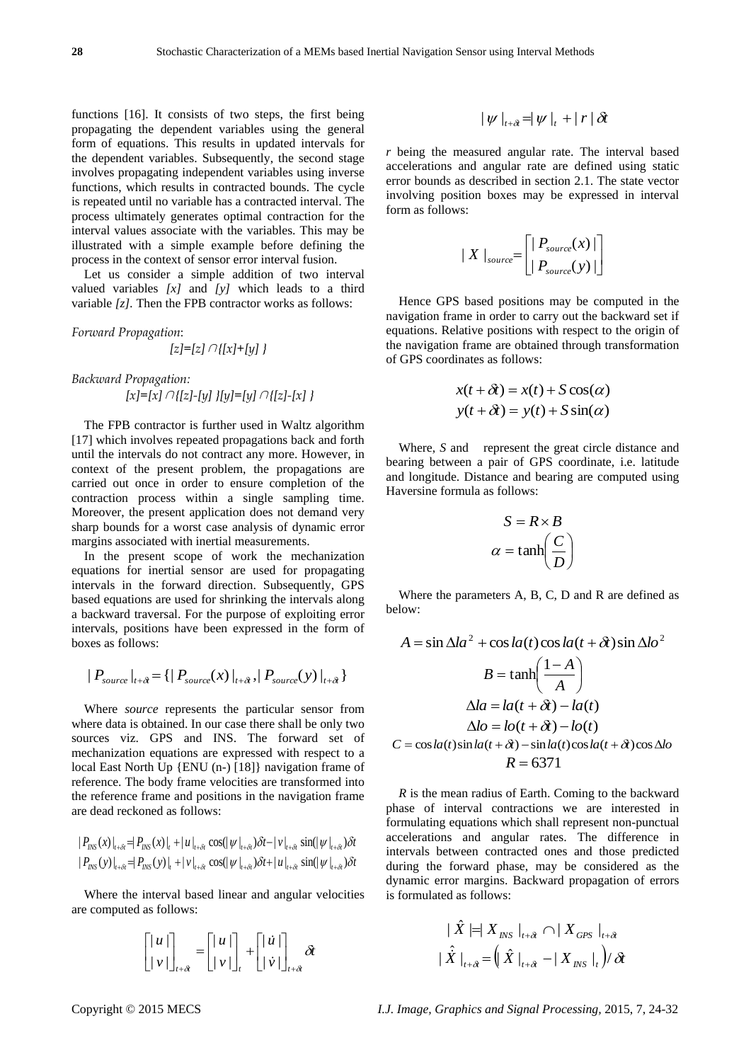functions [16]. It consists of two steps, the first being propagating the dependent variables using the general form of equations. This results in updated intervals for the dependent variables. Subsequently, the second stage involves propagating independent variables using inverse functions, which results in contracted bounds. The cycle is repeated until no variable has a contracted interval. The process ultimately generates optimal contraction for the interval values associate with the variables. This may be illustrated with a simple example before defining the process in the context of sensor error interval fusion.

Let us consider a simple addition of two interval valued variables *[x]* and *[y]* which leads to a third variable *[z]*. Then the FPB contractor works as follows:

*Forward Propagation*:

$$[z]=[z]\cap\{[x]+[y]\}$$

*Backward Propagation:*

$$[x]=[x]\cap\{[z]-[y]\}[y]=[y]\cap\{[z]-[x]\}$$

The FPB contractor is further used in Waltz algorithm [17] which involves repeated propagations back and forth until the intervals do not contract any more. However, in context of the present problem, the propagations are carried out once in order to ensure completion of the contraction process within a single sampling time. Moreover, the present application does not demand very sharp bounds for a worst case analysis of dynamic error margins associated with inertial measurements.

In the present scope of work the mechanization equations for inertial sensor are used for propagating intervals in the forward direction. Subsequently, GPS based equations are used for shrinking the intervals along a backward traversal. For the purpose of exploiting error intervals, positions have been expressed in the form of boxes as follows:

$$|P_{source}|_{t+\delta t}=\{|P_{source}(x)|_{t+\delta t},|P_{source}(y)|_{t+\delta t}\}$$

Where *source* represents the particular sensor from where data is obtained. In our case there shall be only two sources viz. GPS and INS. The forward set of mechanization equations are expressed with respect to a local East North Up {ENU (n-) [18]} navigation frame of reference. The body frame velocities are transformed into the reference frame and positions in the navigation frame are dead reckoned as follows:

$$|P_{INS}(x)|_{t+\delta t}=|P_{INS}(x)|_{t}+|u|_{t+\delta t}\cos(|\psi|_{t+\delta t})\delta t-|v|_{t+\delta t}\sin(|\psi|_{t+\delta t})\delta t$$
$$|P_{INS}(y)|_{t+\delta t}=|P_{INS}(y)|_{t}+|v|_{t+\delta t}\cos(|\psi|_{t+\delta t})\delta t+|u|_{t+\delta t}\sin(|\psi|_{t+\delta t})\delta t$$

Where the interval based linear and angular velocities are computed as follows:

$$\begin{bmatrix}|u|\\|v|\end{bmatrix}_{t+\delta t}=\begin{bmatrix}|u|\\|v|\end{bmatrix}_{t}+\begin{bmatrix}|\dot{u}|\\|\dot{v}|\end{bmatrix}_{t+\delta t}\delta t$$

$$|\psi|_{t+\delta t}=|\psi|_{t}+|r|\delta t$$

*r* being the measured angular rate. The interval based accelerations and angular rate are defined using static error bounds as described in section 2.1. The state vector involving position boxes may be expressed in interval form as follows:

$$|X|_{source}=\begin{bmatrix}|P_{source}(x)|\\|P_{source}(y)|\end{bmatrix}$$

Hence GPS based positions may be computed in the navigation frame in order to carry out the backward set if equations. Relative positions with respect to the origin of the navigation frame are obtained through transformation of GPS coordinates as follows:

$$x(t+\delta t)=x(t)+S\cos(\alpha)$$
$$y(t+\delta t)=y(t)+S\sin(\alpha)$$

Where, *S* and represent the great circle distance and bearing between a pair of GPS coordinate, i.e. latitude and longitude. Distance and bearing are computed using Haversine formula as follows:

$$S=R\times B$$
$$\alpha=\tanh\left(\frac{C}{D}\right)$$

Where the parameters A, B, C, D and R are defined as below:

$$A=\sin\Delta la^{2}+\cos la(t)\cos la(t+\delta t)\sin\Delta lo^{2}$$
$$B=\tanh\left(\frac{1-A}{A}\right)$$
$$\Delta la=la(t+\delta t)-la(t)$$
$$\Delta lo=lo(t+\delta t)-lo(t)$$
$$C=\cos la(t)\sin la(t+\delta t)-\sin la(t)\cos la(t+\delta t)\cos\Delta lo$$
$$R=6371$$

*R* is the mean radius of Earth. Coming to the backward phase of interval contractions we are interested in formulating equations which shall represent non-punctual accelerations and angular rates. The difference in intervals between contracted ones and those predicted during the forward phase, may be considered as the dynamic error margins. Backward propagation of errors is formulated as follows:

$$|\hat{X}|=|X_{INS}|_{t+\delta t}\cap|X_{GPS}|_{t+\delta t}$$
$$|\hat{\dot{X}}|_{t+\delta t}=\left(|\hat{X}|_{t+\delta t}-|X_{INS}|_{t}\right)/\delta t$$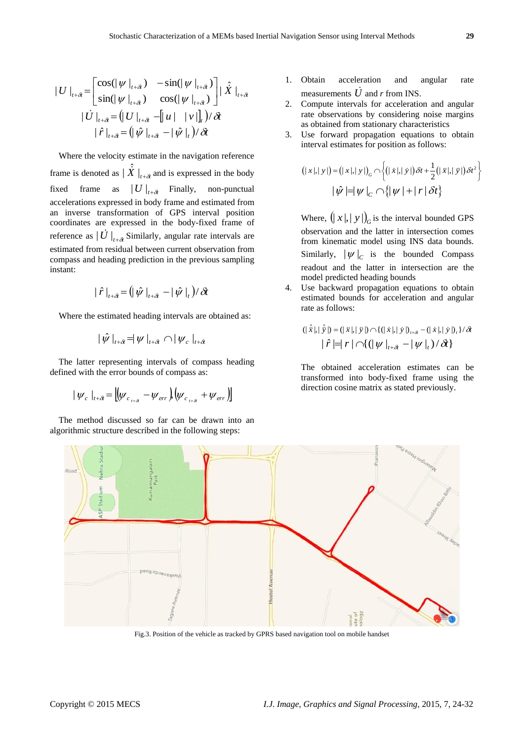$$|U|_{t+\delta t} = \begin{bmatrix} \cos(|\psi|_{t+\delta t}) & -\sin(|\psi|_{t+\delta t}) \\ \sin(|\psi|_{t+\delta t}) & \cos(|\psi|_{t+\delta t}) \end{bmatrix} |\hat{\dot{X}}|_{t+\delta t}$$

$$|\dot{U}|_{t+\delta t} = \left(|U|_{t+\delta t} - \left[|u| \quad |v|\right]_t\right)/\delta t$$

$$|\hat{r}|_{t+\delta t} = \left(|\hat{\psi}|_{t+\delta t} - |\hat{\psi}|_t\right)/\delta t$$

Where the velocity estimate in the navigation reference frame is denoted as $|\hat{\dot{X}}|_{t+\delta t}$ and is expressed in the body fixed frame as $|U|_{t+\delta t}$ Finally, non-punctual accelerations expressed in body frame and estimated from an inverse transformation of GPS interval position coordinates are expressed in the body-fixed frame of reference as $|\dot{U}|_{t+\delta t}$ Similarly, angular rate intervals are estimated from residual between current observation from compass and heading prediction in the previous sampling instant:

$$|\hat{r}|_{t+\delta t} = \left(|\hat{\psi}|_{t+\delta t} - |\hat{\psi}|_t\right)/\delta t$$

Where the estimated heading intervals are obtained as:

$$|\hat{\psi}|_{t+\delta t} = |\psi|_{t+\delta t} \cap |\psi_c|_{t+\delta t}$$

The latter representing intervals of compass heading defined with the error bounds of compass as:

$$|\psi_c|_{t+\delta t} = \left[\left(\psi_{c_{t+\delta t}} - \psi_{err}\right), \left(\psi_{c_{t+\delta t}} + \psi_{err}\right)\right]$$

The method discussed so far can be drawn into an algorithmic structure described in the following steps:

1. Obtain acceleration and angular rate measurements $\dot{U}$ and $r$ from INS.
2. Compute intervals for acceleration and angular rate observations by considering noise margins as obtained from stationary characteristics
3. Use forward propagation equations to obtain interval estimates for position as follows:

$$\left(|x|,|y|\right) = \left(|x|,|y|\right)_G \cap \left\{\left(|\dot{x}|,|\dot{y}|\right)\delta t + \frac{1}{2}\left(|\ddot{x}|,|\ddot{y}|\right)\delta t^2\right\}$$

$$|\hat{\psi}| = |\psi|_C \cap \left\{|\psi| + |r|\,\delta t\right\}$$

Where, $\left(|x|,|y|\right)_G$ is the interval bounded GPS observation and the latter in intersection comes from kinematic model using INS data bounds. Similarly, $|\psi|_C$ is the bounded Compass readout and the latter in intersection are the model predicted heading bounds

4. Use backward propagation equations to obtain estimated bounds for acceleration and angular rate as follows:

$$(|\hat{\ddot{x}}|,|\hat{\ddot{y}}|) = (|\ddot{x}|,|\ddot{y}|) \cap \{(|\dot{x}|,|\dot{y}|)_{t+\delta t} - (|\dot{x}|,|\dot{y}|)_t\}/\delta t$$

$$|\hat{r}| = |r| \cap \{(|\psi|_{t+\delta t} - |\psi|_t)/\delta t\}$$

The obtained acceleration estimates can be transformed into body-fixed frame using the direction cosine matrix as stated previously.

Fig.3. Position of the vehicle as tracked by GPRS based navigation tool on mobile handset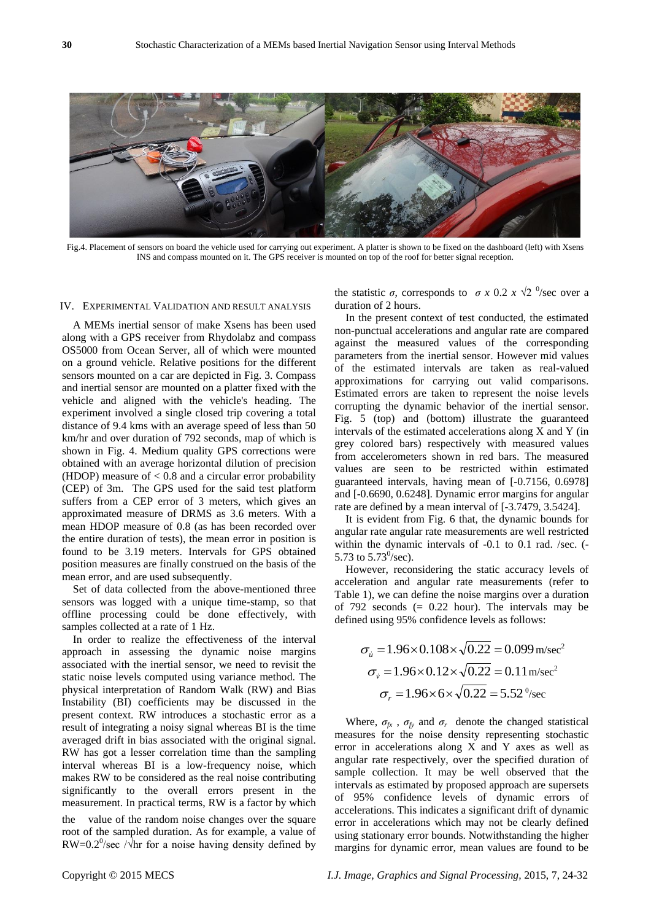Fig.4. Placement of sensors on board the vehicle used for carrying out experiment. A platter is shown to be fixed on the dashboard (left) with Xsens INS and compass mounted on it. The GPS receiver is mounted on top of the roof for better signal reception.

## IV. Experimental Validation and Result Analysis

A MEMs inertial sensor of make Xsens has been used along with a GPS receiver from Rhydolabz and compass OS5000 from Ocean Server, all of which were mounted on a ground vehicle. Relative positions for the different sensors mounted on a car are depicted in Fig. 3. Compass and inertial sensor are mounted on a platter fixed with the vehicle and aligned with the vehicle's heading. The experiment involved a single closed trip covering a total distance of 9.4 kms with an average speed of less than 50 km/hr and over duration of 792 seconds, map of which is shown in Fig. 4. Medium quality GPS corrections were obtained with an average horizontal dilution of precision (HDOP) measure of < 0.8 and a circular error probability (CEP) of 3m. The GPS used for the said test platform suffers from a CEP error of 3 meters, which gives an approximated measure of DRMS as 3.6 meters. With a mean HDOP measure of 0.8 (as has been recorded over the entire duration of tests), the mean error in position is found to be 3.19 meters. Intervals for GPS obtained position measures are finally construed on the basis of the mean error, and are used subsequently.

Set of data collected from the above-mentioned three sensors was logged with a unique time-stamp, so that offline processing could be done effectively, with samples collected at a rate of 1 Hz.

In order to realize the effectiveness of the interval approach in assessing the dynamic noise margins associated with the inertial sensor, we need to revisit the static noise levels computed using variance method. The physical interpretation of Random Walk (RW) and Bias Instability (BI) coefficients may be discussed in the present context. RW introduces a stochastic error as a result of integrating a noisy signal whereas BI is the time averaged drift in bias associated with the original signal. RW has got a lesser correlation time than the sampling interval whereas BI is a low-frequency noise, which makes RW to be considered as the real noise contributing significantly to the overall errors present in the measurement. In practical terms, RW is a factor by which the value of the random noise changes over the square root of the sampled duration. As for example, a value of RW=$0.2^0$/sec /√hr for a noise having density defined by the statistic $\sigma$, corresponds to $\sigma \times 0.2 \times \sqrt{2}$ $^0$/sec over a duration of 2 hours.

In the present context of test conducted, the estimated non-punctual accelerations and angular rate are compared against the measured values of the corresponding parameters from the inertial sensor. However mid values of the estimated intervals are taken as real-valued approximations for carrying out valid comparisons. Estimated errors are taken to represent the noise levels corrupting the dynamic behavior of the inertial sensor. Fig. 5 (top) and (bottom) illustrate the guaranteed intervals of the estimated accelerations along X and Y (in grey colored bars) respectively with measured values from accelerometers shown in red bars. The measured values are seen to be restricted within estimated guaranteed intervals, having mean of [-0.7156, 0.6978] and [-0.6690, 0.6248]. Dynamic error margins for angular rate are defined by a mean interval of [-3.7479, 3.5424].

It is evident from Fig. 6 that, the dynamic bounds for angular rate angular rate measurements are well restricted within the dynamic intervals of -0.1 to 0.1 rad. /sec. (-5.73 to $5.73^0$/sec).

However, reconsidering the static accuracy levels of acceleration and angular rate measurements (refer to Table 1), we can define the noise margins over a duration of 792 seconds (= 0.22 hour). The intervals may be defined using 95% confidence levels as follows:

$$\sigma_{\dot{u}} = 1.96 \times 0.108 \times \sqrt{0.22} = 0.099 \text{ m/sec}^2$$

$$\sigma_{\dot{v}} = 1.96 \times 0.12 \times \sqrt{0.22} = 0.11 \text{ m/sec}^2$$

$$\sigma_r = 1.96 \times 6 \times \sqrt{0.22} = 5.52\ ^0\text{/sec}$$

Where, $\sigma_{fx}$ , $\sigma_{fy}$ and $\sigma_r$ denote the changed statistical measures for the noise density representing stochastic error in accelerations along X and Y axes as well as angular rate respectively, over the specified duration of sample collection. It may be well observed that the intervals as estimated by proposed approach are supersets of 95% confidence levels of dynamic errors of accelerations. This indicates a significant drift of dynamic error in accelerations which may not be clearly defined using stationary error bounds. Notwithstanding the higher margins for dynamic error, mean values are found to be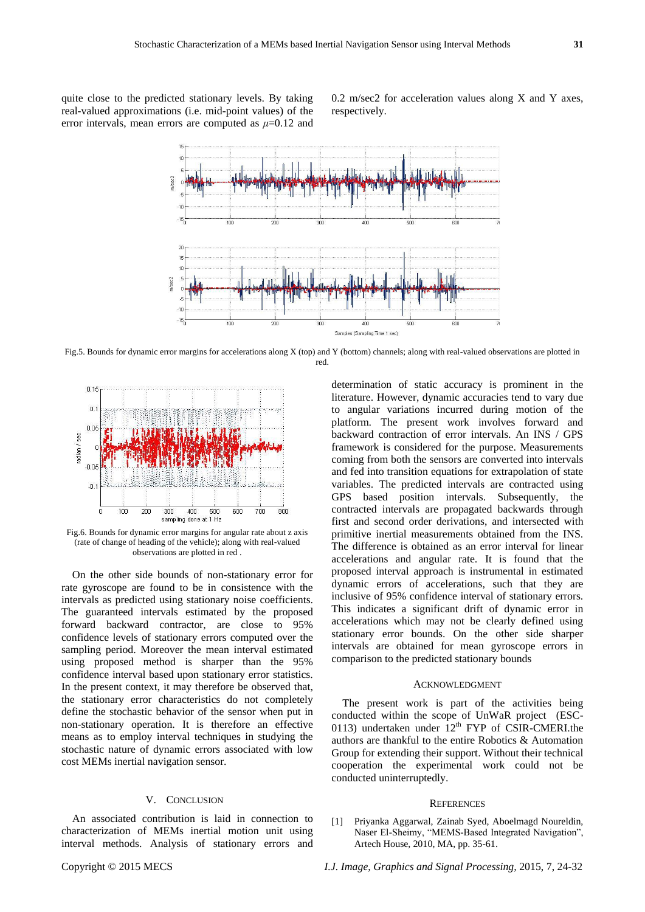quite close to the predicted stationary levels. By taking real-valued approximations (i.e. mid-point values) of the error intervals, mean errors are computed as $\mu$=0.12 and 0.2 m/sec2 for acceleration values along X and Y axes, respectively.

Fig.5. Bounds for dynamic error margins for accelerations along X (top) and Y (bottom) channels; along with real-valued observations are plotted in red.

Fig.6. Bounds for dynamic error margins for angular rate about z axis (rate of change of heading of the vehicle); along with real-valued observations are plotted in red .

On the other side bounds of non-stationary error for rate gyroscope are found to be in consistence with the intervals as predicted using stationary noise coefficients. The guaranteed intervals estimated by the proposed forward backward contractor, are close to 95% confidence levels of stationary errors computed over the sampling period. Moreover the mean interval estimated using proposed method is sharper than the 95% confidence interval based upon stationary error statistics. In the present context, it may therefore be observed that, the stationary error characteristics do not completely define the stochastic behavior of the sensor when put in non-stationary operation. It is therefore an effective means as to employ interval techniques in studying the stochastic nature of dynamic errors associated with low cost MEMs inertial navigation sensor.

## V. Conclusion

An associated contribution is laid in connection to characterization of MEMs inertial motion unit using interval methods. Analysis of stationary errors and determination of static accuracy is prominent in the literature. However, dynamic accuracies tend to vary due to angular variations incurred during motion of the platform. The present work involves forward and backward contraction of error intervals. An INS / GPS framework is considered for the purpose. Measurements coming from both the sensors are converted into intervals and fed into transition equations for extrapolation of state variables. The predicted intervals are contracted using GPS based position intervals. Subsequently, the contracted intervals are propagated backwards through first and second order derivations, and intersected with primitive inertial measurements obtained from the INS. The difference is obtained as an error interval for linear accelerations and angular rate. It is found that the proposed interval approach is instrumental in estimated dynamic errors of accelerations, such that they are inclusive of 95% confidence interval of stationary errors. This indicates a significant drift of dynamic error in accelerations which may not be clearly defined using stationary error bounds. On the other side sharper intervals are obtained for mean gyroscope errors in comparison to the predicted stationary bounds

## Acknowledgment

The present work is part of the activities being conducted within the scope of UnWaR project (ESC-0113) undertaken under 12th FYP of CSIR-CMERI.the authors are thankful to the entire Robotics & Automation Group for extending their support. Without their technical cooperation the experimental work could not be conducted uninterruptedly.

## References

[1] Priyanka Aggarwal, Zainab Syed, Aboelmagd Noureldin, Naser El-Sheimy, “MEMS-Based Integrated Navigation”, Artech House, 2010, MA, pp. 35-61.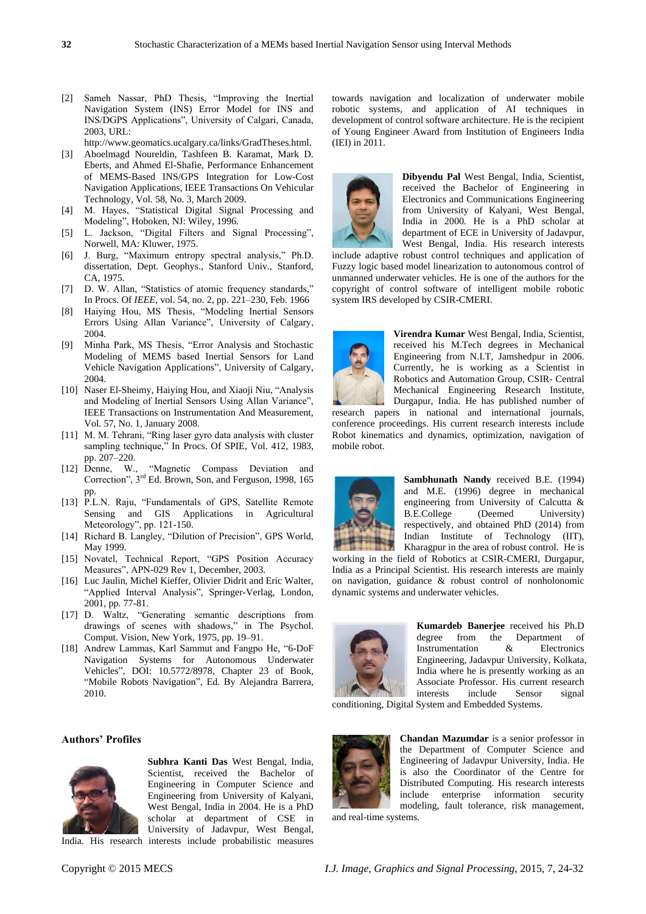[2] Sameh Nassar, PhD Thesis, "Improving the Inertial Navigation System (INS) Error Model for INS and INS/DGPS Applications", University of Calgari, Canada, 2003, URL: http://www.geomatics.ucalgary.ca/links/GradTheses.html.

[3] Aboelmagd Noureldin, Tashfeen B. Karamat, Mark D. Eberts, and Ahmed El-Shafie, Performance Enhancement of MEMS-Based INS/GPS Integration for Low-Cost Navigation Applications, IEEE Transactions On Vehicular Technology, Vol. 58, No. 3, March 2009.

[4] M. Hayes, "Statistical Digital Signal Processing and Modeling", Hoboken, NJ: Wiley, 1996.

[5] L. Jackson, "Digital Filters and Signal Processing", Norwell, MA: Kluwer, 1975.

[6] J. Burg, "Maximum entropy spectral analysis," Ph.D. dissertation, Dept. Geophys., Stanford Univ., Stanford, CA, 1975.

[7] D. W. Allan, "Statistics of atomic frequency standards," In Procs. Of *IEEE*, vol. 54, no. 2, pp. 221–230, Feb. 1966

[8] Haiying Hou, MS Thesis, "Modeling Inertial Sensors Errors Using Allan Variance", University of Calgary, 2004.

[9] Minha Park, MS Thesis, "Error Analysis and Stochastic Modeling of MEMS based Inertial Sensors for Land Vehicle Navigation Applications", University of Calgary, 2004.

[10] Naser El-Sheimy, Haiying Hou, and Xiaoji Niu, "Analysis and Modeling of Inertial Sensors Using Allan Variance", IEEE Transactions on Instrumentation And Measurement, Vol. 57, No. 1, January 2008.

[11] M. M. Tehrani, "Ring laser gyro data analysis with cluster sampling technique," In Procs. Of SPIE, Vol. 412, 1983, pp. 207–220.

[12] Denne, W., "Magnetic Compass Deviation and Correction", 3rd Ed. Brown, Son, and Ferguson, 1998, 165 pp.

[13] P.L.N. Raju, "Fundamentals of GPS, Satellite Remote Sensing and GIS Applications in Agricultural Meteorology", pp. 121-150.

[14] Richard B. Langley, "Dilution of Precision", GPS World, May 1999.

[15] Novatel, Technical Report, "GPS Position Accuracy Measures", APN-029 Rev 1, December, 2003.

[16] Luc Jaulin, Michel Kieffer, Olivier Didrit and Eric Walter, "Applied Interval Analysis", Springer-Verlag, London, 2001, pp. 77-81.

[17] D. Waltz, "Generating semantic descriptions from drawings of scenes with shadows," in The Psychol. Comput. Vision, New York, 1975, pp. 19–91.

[18] Andrew Lammas, Karl Sammut and Fangpo He, "6-DoF Navigation Systems for Autonomous Underwater Vehicles", DOI: 10.5772/8978, Chapter 23 of Book, "Mobile Robots Navigation", Ed. By Alejandra Barrera, 2010.

## Authors' Profiles

**Subhra Kanti Das** West Bengal, India, Scientist, received the Bachelor of Engineering in Computer Science and Engineering from University of Kalyani, West Bengal, India in 2004. He is a PhD scholar at department of CSE in University of Jadavpur, West Bengal, India. His research interests include probabilistic measures towards navigation and localization of underwater mobile robotic systems, and application of AI techniques in development of control software architecture. He is the recipient of Young Engineer Award from Institution of Engineers India (IEI) in 2011.

**Dibyendu Pal** West Bengal, India, Scientist, received the Bachelor of Engineering in Electronics and Communications Engineering from University of Kalyani, West Bengal, India in 2000. He is a PhD scholar at department of ECE in University of Jadavpur, West Bengal, India. His research interests include adaptive robust control techniques and application of Fuzzy logic based model linearization to autonomous control of unmanned underwater vehicles. He is one of the authors for the copyright of control software of intelligent mobile robotic system IRS developed by CSIR-CMERI.

**Virendra Kumar** West Bengal, India, Scientist, received his M.Tech degrees in Mechanical Engineering from N.I.T, Jamshedpur in 2006. Currently, he is working as a Scientist in Robotics and Automation Group, CSIR- Central Mechanical Engineering Research Institute, Durgapur, India. He has published number of research papers in national and international journals, conference proceedings. His current research interests include Robot kinematics and dynamics, optimization, navigation of mobile robot.

**Sambhunath Nandy** received B.E. (1994) and M.E. (1996) degree in mechanical engineering from University of Calcutta & B.E.College (Deemed University) respectively, and obtained PhD (2014) from Indian Institute of Technology (IIT), Kharagpur in the area of robust control. He is working in the field of Robotics at CSIR-CMERI, Durgapur, India as a Principal Scientist. His research interests are mainly on navigation, guidance & robust control of nonholonomic dynamic systems and underwater vehicles.

**Kumardeb Banerjee** received his Ph.D degree from the Department of Instrumentation & Electronics Engineering, Jadavpur University, Kolkata, India where he is presently working as an Associate Professor. His current research interests include Sensor signal conditioning, Digital System and Embedded Systems.

**Chandan Mazumdar** is a senior professor in the Department of Computer Science and Engineering of Jadavpur University, India. He is also the Coordinator of the Centre for Distributed Computing. His research interests include enterprise information security modeling, fault tolerance, risk management, and real-time systems.